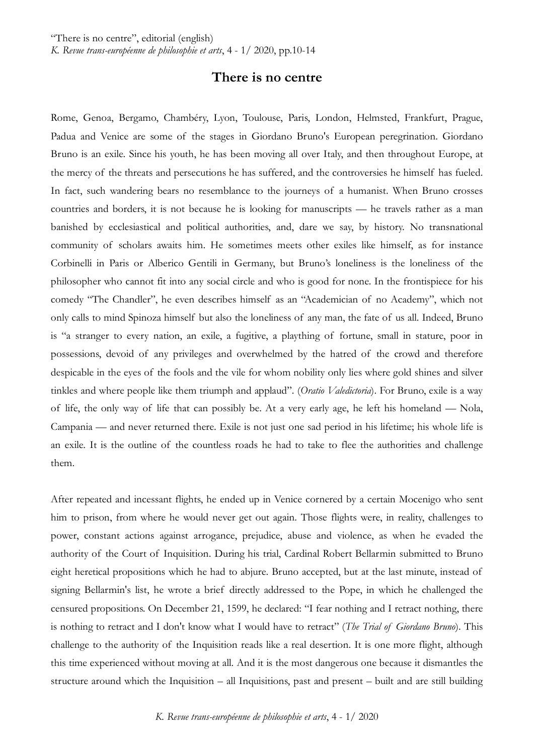# There is no centre

Rome, Genoa, Bergamo, Chambéry, Lyon, Toulouse, Paris, London, Helmsted, Frankfurt, Prague, Padua and Venice are some of the stages in Giordano Bruno's European peregrination. Giordano Bruno is an exile. Since his youth, he has been moving all over Italy, and then throughout Europe, at the mercy of the threats and persecutions he has suffered, and the controversies he himself has fueled. In fact, such wandering bears no resemblance to the journeys of a humanist. When Bruno crosses countries and borders, it is not because he is looking for manuscripts — he travels rather as a man banished by ecclesiastical and political authorities, and, dare we say, by history. No transnational community of scholars awaits him. He sometimes meets other exiles like himself, as for instance Corbinelli in Paris or Alberico Gentili in Germany, but Bruno's loneliness is the loneliness of the philosopher who cannot fit into any social circle and who is good for none. In the frontispiece for his comedy "The Chandler", he even describes himself as an "Academician of no Academy", which not only calls to mind Spinoza himself but also the loneliness of any man, the fate of us all. Indeed, Bruno is "a stranger to every nation, an exile, a fugitive, a plaything of fortune, small in stature, poor in possessions, devoid of any privileges and overwhelmed by the hatred of the crowd and therefore despicable in the eyes of the fools and the vile for whom nobility only lies where gold shines and silver tinkles and where people like them triumph and applaud". (*Oratio Valedictoria*). For Bruno, exile is a way of life, the only way of life that can possibly be. At a very early age, he left his homeland — Nola, Campania — and never returned there. Exile is not just one sad period in his lifetime; his whole life is an exile. It is the outline of the countless roads he had to take to flee the authorities and challenge them.

After repeated and incessant flights, he ended up in Venice cornered by a certain Mocenigo who sent him to prison, from where he would never get out again. Those flights were, in reality, challenges to power, constant actions against arrogance, prejudice, abuse and violence, as when he evaded the authority of the Court of Inquisition. During his trial, Cardinal Robert Bellarmin submitted to Bruno eight heretical propositions which he had to abjure. Bruno accepted, but at the last minute, instead of signing Bellarmin's list, he wrote a brief directly addressed to the Pope, in which he challenged the censured propositions. On December 21, 1599, he declared: "I fear nothing and I retract nothing, there is nothing to retract and I don't know what I would have to retract" (*The Trial of Giordano Bruno*). This challenge to the authority of the Inquisition reads like a real desertion. It is one more flight, although this time experienced without moving at all. And it is the most dangerous one because it dismantles the structure around which the Inquisition – all Inquisitions, past and present – built and are still building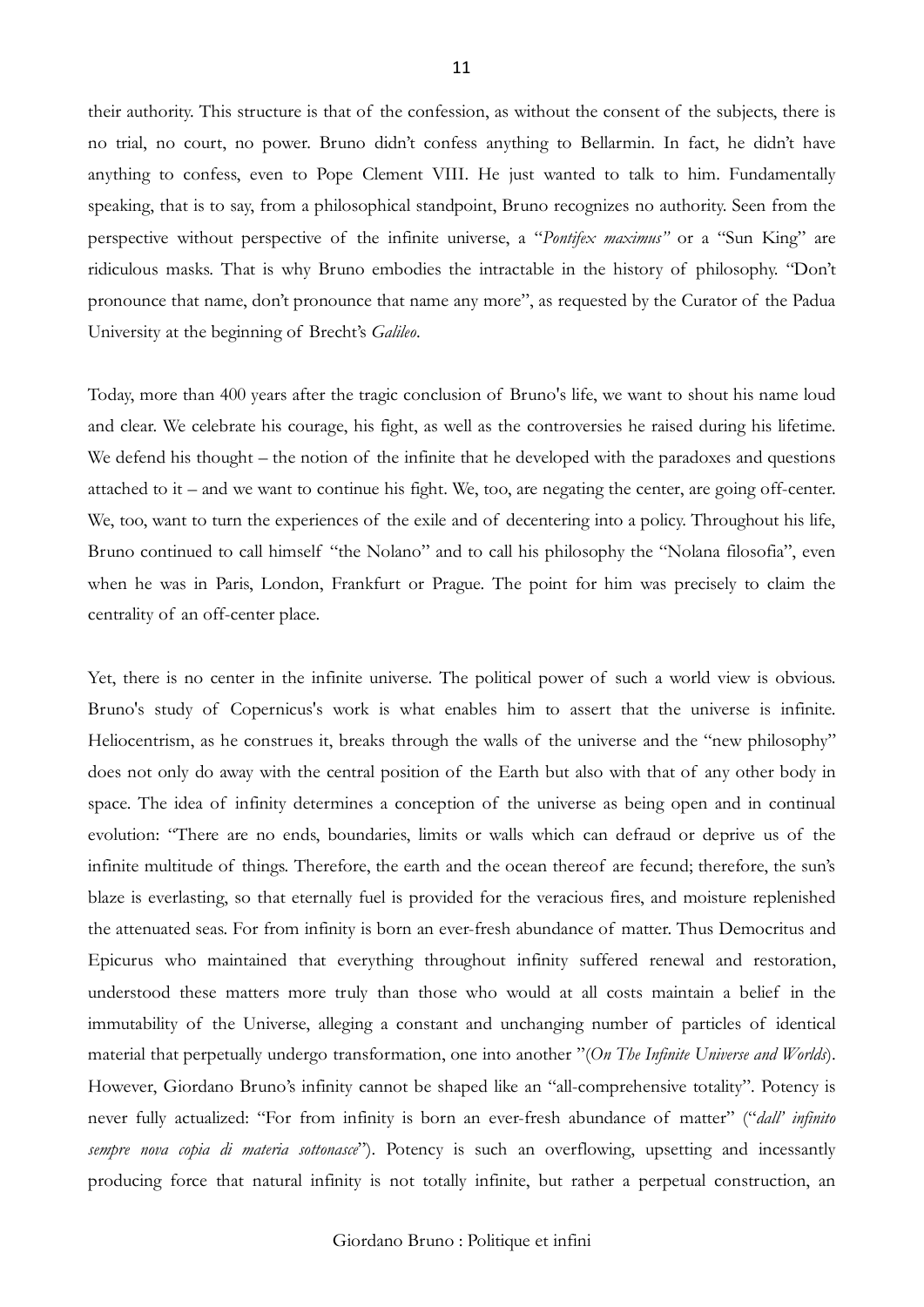their authority. This structure is that of the confession, as without the consent of the subjects, there is no trial, no court, no power. Bruno didn't confess anything to Bellarmin. In fact, he didn't have anything to confess, even to Pope Clement VIII. He just wanted to talk to him. Fundamentally speaking, that is to say, from a philosophical standpoint, Bruno recognizes no authority. Seen from the perspective without perspective of the infinite universe, a "*Pontifex maximus"* or a "Sun King" are ridiculous masks. That is why Bruno embodies the intractable in the history of philosophy. "Don't pronounce that name, don't pronounce that name any more", as requested by the Curator of the Padua University at the beginning of Brecht's *Galileo*.

Today, more than 400 years after the tragic conclusion of Bruno's life, we want to shout his name loud and clear. We celebrate his courage, his fight, as well as the controversies he raised during his lifetime. We defend his thought – the notion of the infinite that he developed with the paradoxes and questions attached to it – and we want to continue his fight. We, too, are negating the center, are going off-center. We, too, want to turn the experiences of the exile and of decentering into a policy. Throughout his life, Bruno continued to call himself "the Nolano" and to call his philosophy the "Nolana filosofia", even when he was in Paris, London, Frankfurt or Prague. The point for him was precisely to claim the centrality of an off-center place.

Yet, there is no center in the infinite universe. The political power of such a world view is obvious. Bruno's study of Copernicus's work is what enables him to assert that the universe is infinite. Heliocentrism, as he construes it, breaks through the walls of the universe and the "new philosophy" does not only do away with the central position of the Earth but also with that of any other body in space. The idea of infinity determines a conception of the universe as being open and in continual evolution: "There are no ends, boundaries, limits or walls which can defraud or deprive us of the infinite multitude of things. Therefore, the earth and the ocean thereof are fecund; therefore, the sun's blaze is everlasting, so that eternally fuel is provided for the veracious fires, and moisture replenished the attenuated seas. For from infinity is born an ever-fresh abundance of matter. Thus Democritus and Epicurus who maintained that everything throughout infinity suffered renewal and restoration, understood these matters more truly than those who would at all costs maintain a belief in the immutability of the Universe, alleging a constant and unchanging number of particles of identical material that perpetually undergo transformation, one into another "(*On The Infinite Universe and Worlds*). However, Giordano Bruno's infinity cannot be shaped like an "all-comprehensive totality". Potency is never fully actualized: "For from infinity is born an ever-fresh abundance of matter" ("*dall' infinito sempre nova copia di materia sottonasce*"). Potency is such an overflowing, upsetting and incessantly producing force that natural infinity is not totally infinite, but rather a perpetual construction, an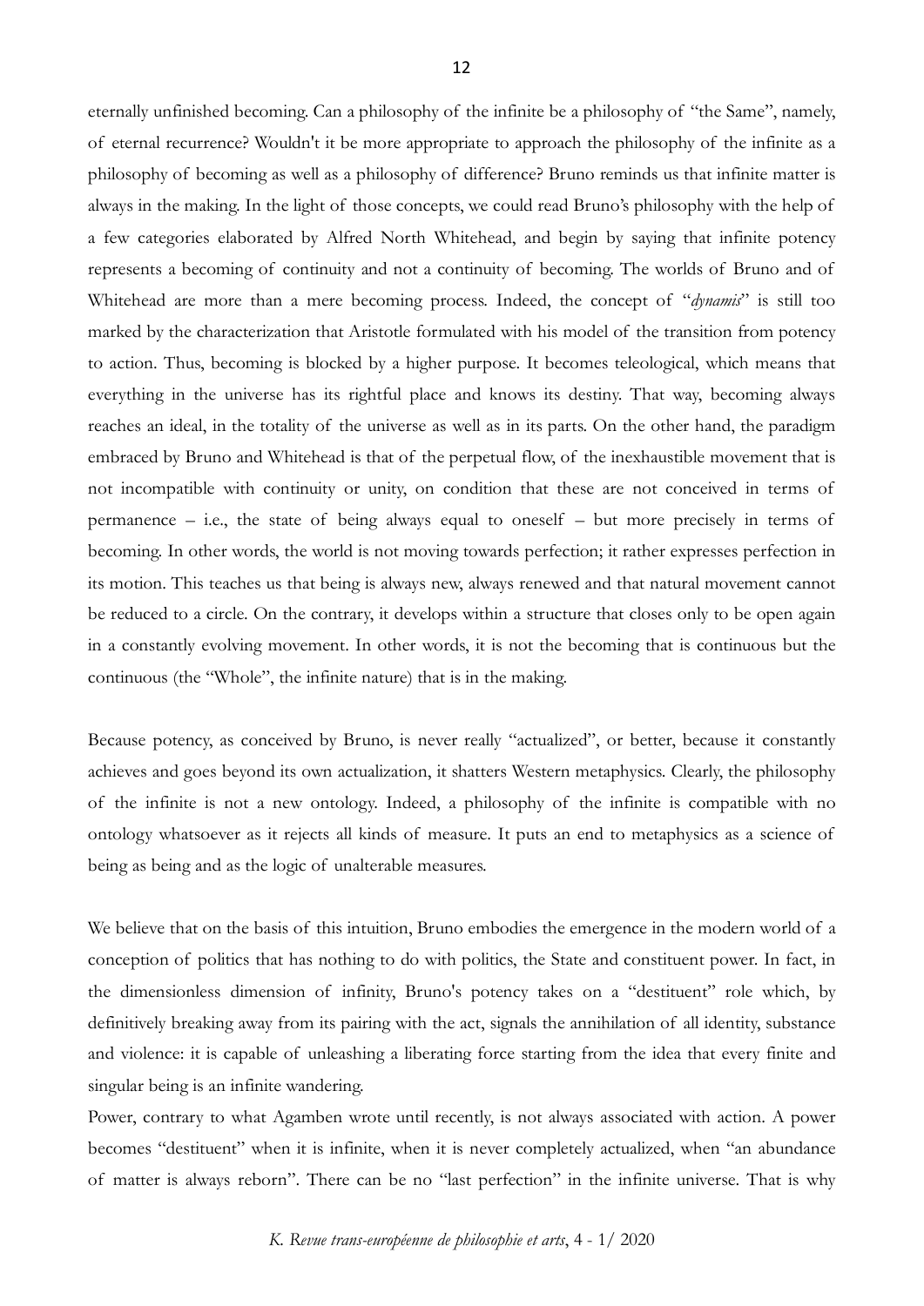eternally unfinished becoming. Can a philosophy of the infinite be a philosophy of "the Same", namely, of eternal recurrence? Wouldn't it be more appropriate to approach the philosophy of the infinite as a philosophy of becoming as well as a philosophy of difference? Bruno reminds us that infinite matter is always in the making. In the light of those concepts, we could read Bruno's philosophy with the help of a few categories elaborated by Alfred North Whitehead, and begin by saying that infinite potency represents a becoming of continuity and not a continuity of becoming. The worlds of Bruno and of Whitehead are more than a mere becoming process. Indeed, the concept of "*dynamis*" is still too marked by the characterization that Aristotle formulated with his model of the transition from potency to action. Thus, becoming is blocked by a higher purpose. It becomes teleological, which means that everything in the universe has its rightful place and knows its destiny. That way, becoming always reaches an ideal, in the totality of the universe as well as in its parts. On the other hand, the paradigm embraced by Bruno and Whitehead is that of the perpetual flow, of the inexhaustible movement that is not incompatible with continuity or unity, on condition that these are not conceived in terms of permanence – i.e., the state of being always equal to oneself – but more precisely in terms of becoming. In other words, the world is not moving towards perfection; it rather expresses perfection in its motion. This teaches us that being is always new, always renewed and that natural movement cannot be reduced to a circle. On the contrary, it develops within a structure that closes only to be open again in a constantly evolving movement. In other words, it is not the becoming that is continuous but the continuous (the "Whole", the infinite nature) that is in the making.

Because potency, as conceived by Bruno, is never really "actualized", or better, because it constantly achieves and goes beyond its own actualization, it shatters Western metaphysics. Clearly, the philosophy of the infinite is not a new ontology. Indeed, a philosophy of the infinite is compatible with no ontology whatsoever as it rejects all kinds of measure. It puts an end to metaphysics as a science of being as being and as the logic of unalterable measures.

We believe that on the basis of this intuition, Bruno embodies the emergence in the modern world of a conception of politics that has nothing to do with politics, the State and constituent power. In fact, in the dimensionless dimension of infinity, Bruno's potency takes on a "destituent" role which, by definitively breaking away from its pairing with the act, signals the annihilation of all identity, substance and violence: it is capable of unleashing a liberating force starting from the idea that every finite and singular being is an infinite wandering.

Power, contrary to what Agamben wrote until recently, is not always associated with action. A power becomes "destituent" when it is infinite, when it is never completely actualized, when "an abundance of matter is always reborn". There can be no "last perfection" in the infinite universe. That is why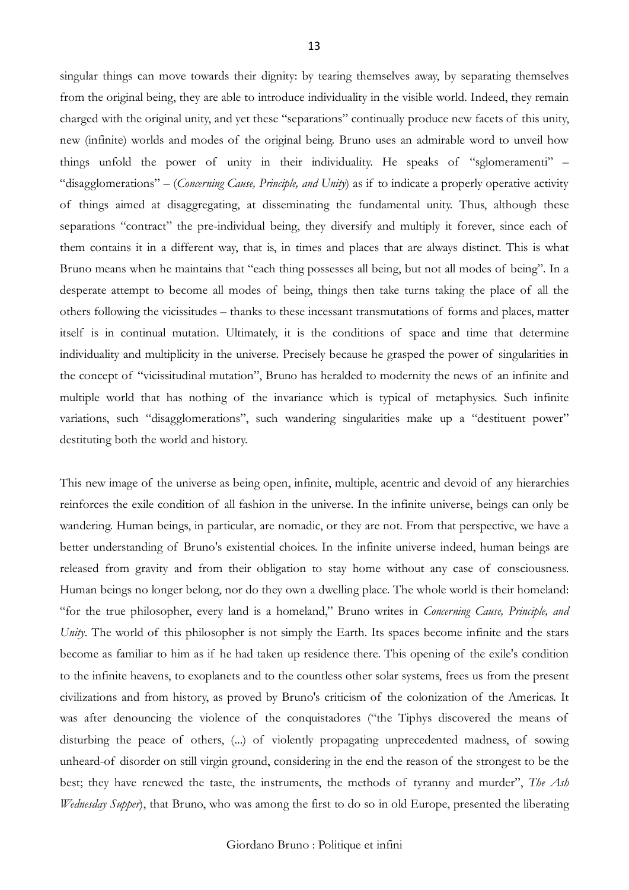singular things can move towards their dignity: by tearing themselves away, by separating themselves from the original being, they are able to introduce individuality in the visible world. Indeed, they remain charged with the original unity, and yet these "separations" continually produce new facets of this unity, new (infinite) worlds and modes of the original being. Bruno uses an admirable word to unveil how things unfold the power of unity in their individuality. He speaks of "sglomeramenti" – "disagglomerations" – (*Concerning Cause, Principle, and Unity*) as if to indicate a properly operative activity of things aimed at disaggregating, at disseminating the fundamental unity. Thus, although these separations "contract" the pre-individual being, they diversify and multiply it forever, since each of them contains it in a different way, that is, in times and places that are always distinct. This is what Bruno means when he maintains that "each thing possesses all being, but not all modes of being". In a desperate attempt to become all modes of being, things then take turns taking the place of all the others following the vicissitudes – thanks to these incessant transmutations of forms and places, matter itself is in continual mutation. Ultimately, it is the conditions of space and time that determine individuality and multiplicity in the universe. Precisely because he grasped the power of singularities in the concept of "vicissitudinal mutation", Bruno has heralded to modernity the news of an infinite and multiple world that has nothing of the invariance which is typical of metaphysics. Such infinite variations, such "disagglomerations", such wandering singularities make up a "destituent power" destituting both the world and history.

This new image of the universe as being open, infinite, multiple, acentric and devoid of any hierarchies reinforces the exile condition of all fashion in the universe. In the infinite universe, beings can only be wandering. Human beings, in particular, are nomadic, or they are not. From that perspective, we have a better understanding of Bruno's existential choices. In the infinite universe indeed, human beings are released from gravity and from their obligation to stay home without any case of consciousness. Human beings no longer belong, nor do they own a dwelling place. The whole world is their homeland: "for the true philosopher, every land is a homeland," Bruno writes in *Concerning Cause, Principle, and Unity*. The world of this philosopher is not simply the Earth. Its spaces become infinite and the stars become as familiar to him as if he had taken up residence there. This opening of the exile's condition to the infinite heavens, to exoplanets and to the countless other solar systems, frees us from the present civilizations and from history, as proved by Bruno's criticism of the colonization of the Americas. It was after denouncing the violence of the conquistadores ("the Tiphys discovered the means of disturbing the peace of others, (...) of violently propagating unprecedented madness, of sowing unheard-of disorder on still virgin ground, considering in the end the reason of the strongest to be the best; they have renewed the taste, the instruments, the methods of tyranny and murder", *The Ash Wednesday Supper*), that Bruno, who was among the first to do so in old Europe, presented the liberating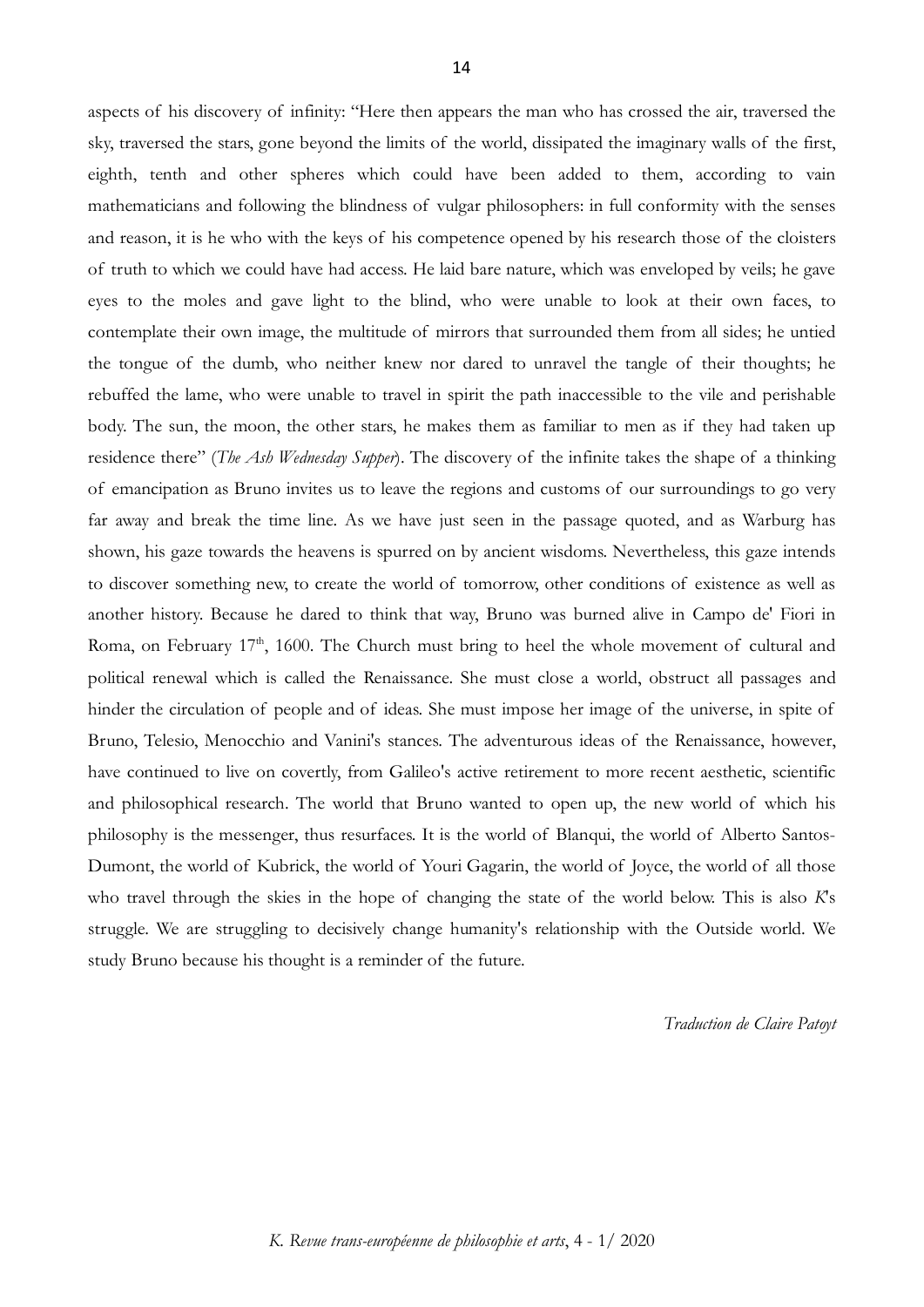aspects of his discovery of infinity: "Here then appears the man who has crossed the air, traversed the sky, traversed the stars, gone beyond the limits of the world, dissipated the imaginary walls of the first, eighth, tenth and other spheres which could have been added to them, according to vain mathematicians and following the blindness of vulgar philosophers: in full conformity with the senses and reason, it is he who with the keys of his competence opened by his research those of the cloisters of truth to which we could have had access. He laid bare nature, which was enveloped by veils; he gave eyes to the moles and gave light to the blind, who were unable to look at their own faces, to contemplate their own image, the multitude of mirrors that surrounded them from all sides; he untied the tongue of the dumb, who neither knew nor dared to unravel the tangle of their thoughts; he rebuffed the lame, who were unable to travel in spirit the path inaccessible to the vile and perishable body. The sun, the moon, the other stars, he makes them as familiar to men as if they had taken up residence there" (*The Ash Wednesday Supper*). The discovery of the infinite takes the shape of a thinking of emancipation as Bruno invites us to leave the regions and customs of our surroundings to go very far away and break the time line. As we have just seen in the passage quoted, and as Warburg has shown, his gaze towards the heavens is spurred on by ancient wisdoms. Nevertheless, this gaze intends to discover something new, to create the world of tomorrow, other conditions of existence as well as another history. Because he dared to think that way, Bruno was burned alive in Campo de' Fiori in Roma, on February 17th, 1600. The Church must bring to heel the whole movement of cultural and political renewal which is called the Renaissance. She must close a world, obstruct all passages and hinder the circulation of people and of ideas. She must impose her image of the universe, in spite of Bruno, Telesio, Menocchio and Vanini's stances. The adventurous ideas of the Renaissance, however, have continued to live on covertly, from Galileo's active retirement to more recent aesthetic, scientific and philosophical research. The world that Bruno wanted to open up, the new world of which his philosophy is the messenger, thus resurfaces. It is the world of Blanqui, the world of Alberto Santos-Dumont, the world of Kubrick, the world of Youri Gagarin, the world of Joyce, the world of all those who travel through the skies in the hope of changing the state of the world below. This is also *K*'s struggle. We are struggling to decisively change humanity's relationship with the Outside world. We study Bruno because his thought is a reminder of the future.

*Traduction de Claire Patoyt*